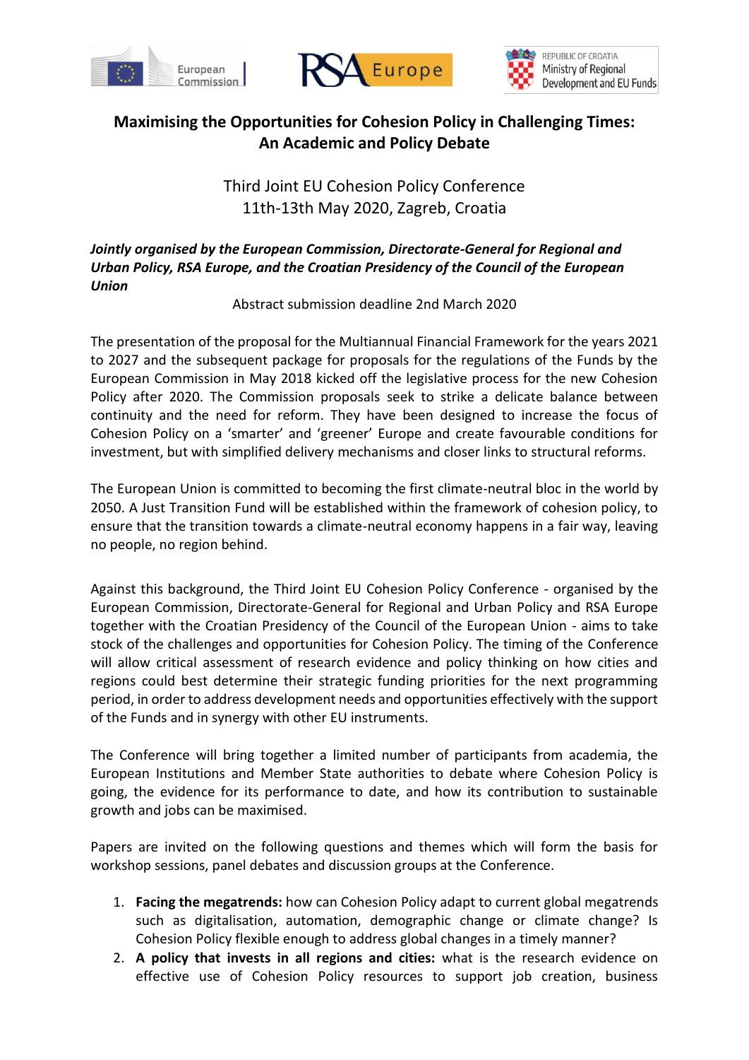# Maximising the Opportunities for Cohesion Policy in Challenging Times: An Academic and Policy Debate

Third Joint EU Cohesion Policy Conference
11th-13th May 2020, Zagreb, Croatia

***Jointly organised by the European Commission, Directorate-General for Regional and Urban Policy, RSA Europe, and the Croatian Presidency of the Council of the European Union***

Abstract submission deadline 2nd March 2020

The presentation of the proposal for the Multiannual Financial Framework for the years 2021 to 2027 and the subsequent package for proposals for the regulations of the Funds by the European Commission in May 2018 kicked off the legislative process for the new Cohesion Policy after 2020. The Commission proposals seek to strike a delicate balance between continuity and the need for reform. They have been designed to increase the focus of Cohesion Policy on a 'smarter' and 'greener' Europe and create favourable conditions for investment, but with simplified delivery mechanisms and closer links to structural reforms.

The European Union is committed to becoming the first climate-neutral bloc in the world by 2050. A Just Transition Fund will be established within the framework of cohesion policy, to ensure that the transition towards a climate-neutral economy happens in a fair way, leaving no people, no region behind.

Against this background, the Third Joint EU Cohesion Policy Conference - organised by the European Commission, Directorate-General for Regional and Urban Policy and RSA Europe together with the Croatian Presidency of the Council of the European Union - aims to take stock of the challenges and opportunities for Cohesion Policy. The timing of the Conference will allow critical assessment of research evidence and policy thinking on how cities and regions could best determine their strategic funding priorities for the next programming period, in order to address development needs and opportunities effectively with the support of the Funds and in synergy with other EU instruments.

The Conference will bring together a limited number of participants from academia, the European Institutions and Member State authorities to debate where Cohesion Policy is going, the evidence for its performance to date, and how its contribution to sustainable growth and jobs can be maximised.

Papers are invited on the following questions and themes which will form the basis for workshop sessions, panel debates and discussion groups at the Conference.

1. **Facing the megatrends:** how can Cohesion Policy adapt to current global megatrends such as digitalisation, automation, demographic change or climate change? Is Cohesion Policy flexible enough to address global changes in a timely manner?
2. **A policy that invests in all regions and cities:** what is the research evidence on effective use of Cohesion Policy resources to support job creation, business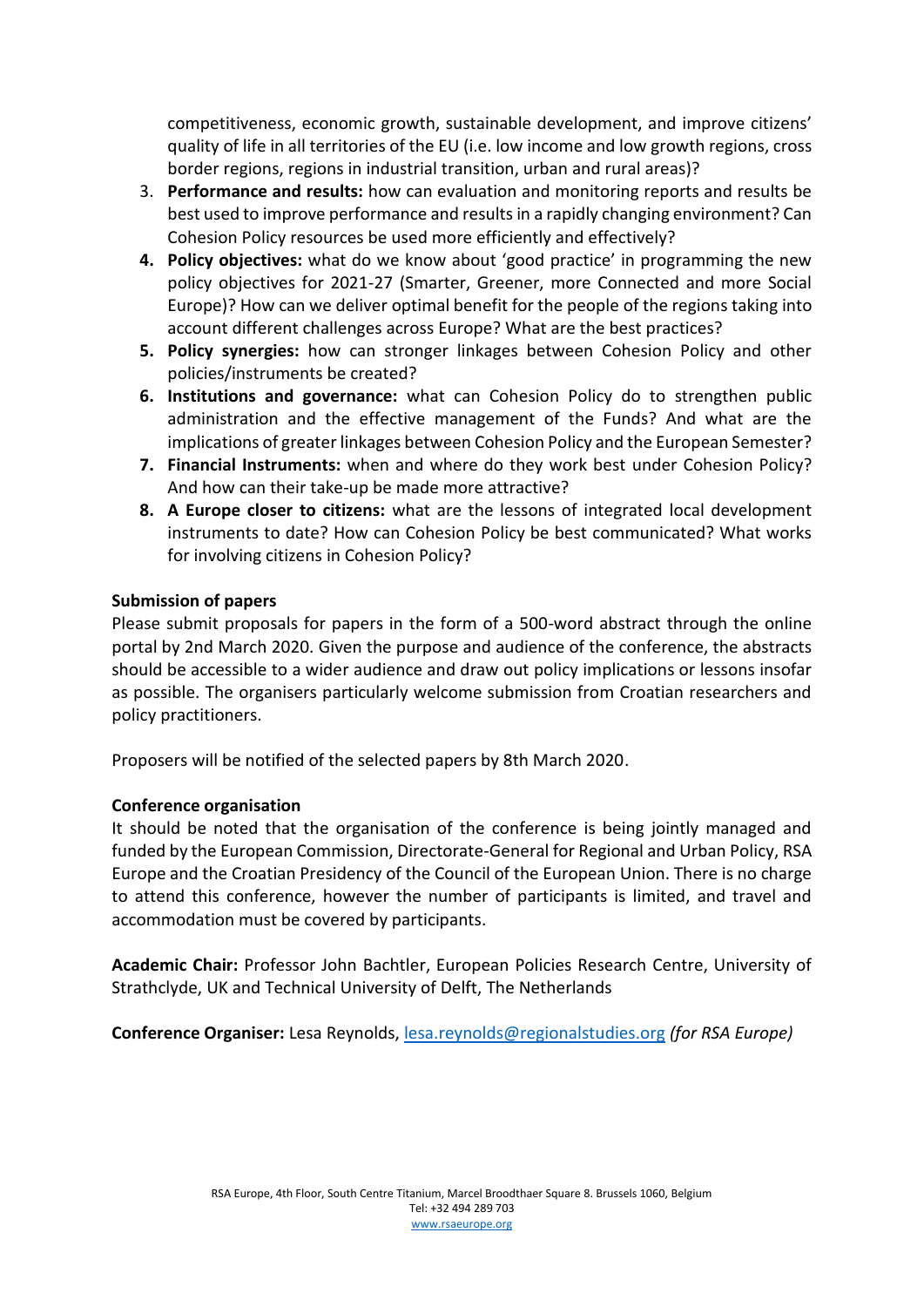competitiveness, economic growth, sustainable development, and improve citizens' quality of life in all territories of the EU (i.e. low income and low growth regions, cross border regions, regions in industrial transition, urban and rural areas)?

3. **Performance and results:** how can evaluation and monitoring reports and results be best used to improve performance and results in a rapidly changing environment? Can Cohesion Policy resources be used more efficiently and effectively?
4. **Policy objectives:** what do we know about 'good practice' in programming the new policy objectives for 2021-27 (Smarter, Greener, more Connected and more Social Europe)? How can we deliver optimal benefit for the people of the regions taking into account different challenges across Europe? What are the best practices?
5. **Policy synergies:** how can stronger linkages between Cohesion Policy and other policies/instruments be created?
6. **Institutions and governance:** what can Cohesion Policy do to strengthen public administration and the effective management of the Funds? And what are the implications of greater linkages between Cohesion Policy and the European Semester?
7. **Financial Instruments:** when and where do they work best under Cohesion Policy? And how can their take-up be made more attractive?
8. **A Europe closer to citizens:** what are the lessons of integrated local development instruments to date? How can Cohesion Policy be best communicated? What works for involving citizens in Cohesion Policy?

**Submission of papers**

Please submit proposals for papers in the form of a 500-word abstract through the online portal by 2nd March 2020. Given the purpose and audience of the conference, the abstracts should be accessible to a wider audience and draw out policy implications or lessons insofar as possible. The organisers particularly welcome submission from Croatian researchers and policy practitioners.

Proposers will be notified of the selected papers by 8th March 2020.

**Conference organisation**

It should be noted that the organisation of the conference is being jointly managed and funded by the European Commission, Directorate-General for Regional and Urban Policy, RSA Europe and the Croatian Presidency of the Council of the European Union. There is no charge to attend this conference, however the number of participants is limited, and travel and accommodation must be covered by participants.

**Academic Chair:** Professor John Bachtler, European Policies Research Centre, University of Strathclyde, UK and Technical University of Delft, The Netherlands

**Conference Organiser:** Lesa Reynolds, lesa.reynolds@regionalstudies.org *(for RSA Europe)*

RSA Europe, 4th Floor, South Centre Titanium, Marcel Broodthaer Square 8. Brussels 1060, Belgium
Tel: +32 494 289 703
www.rsaeurope.org